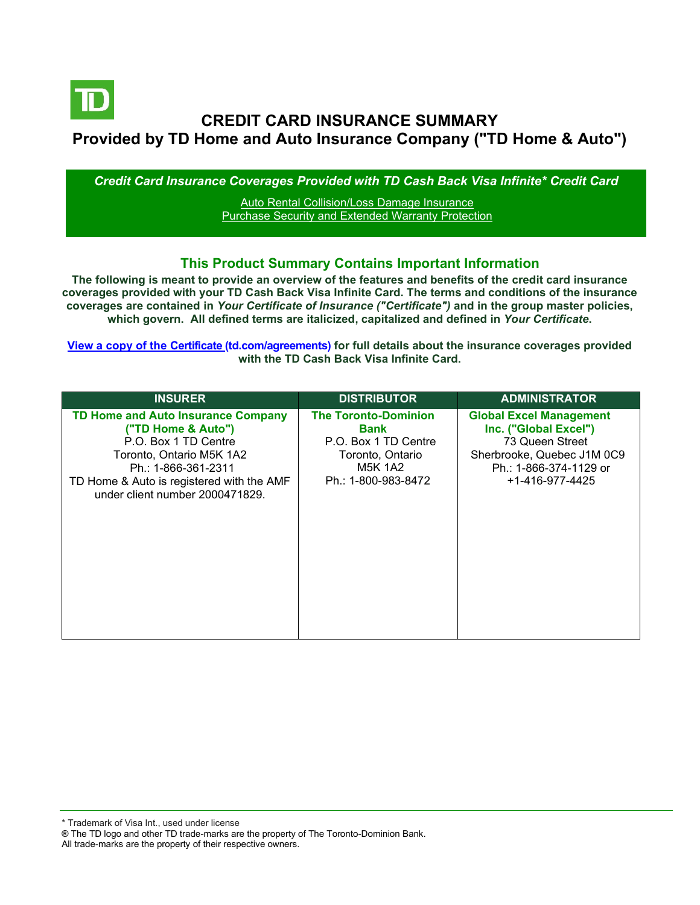# CREDIT CARD INSURANCE SUMMARY
## Provided by TD Home and Auto Insurance Company ("TD Home & Auto")

***Credit Card Insurance Coverages Provided with TD Cash Back Visa Infinite* Credit Card***

Auto Rental Collision/Loss Damage Insurance
Purchase Security and Extended Warranty Protection

### This Product Summary Contains Important Information

**The following is meant to provide an overview of the features and benefits of the credit card insurance coverages provided with your TD Cash Back Visa Infinite Card. The terms and conditions of the insurance coverages are contained in *Your Certificate of Insurance ("Certificate")* and in the group master policies, which govern. All defined terms are italicized, capitalized and defined in *Your Certificate*.**

**View a copy of the Certificate (td.com/agreements) for full details about the insurance coverages provided with the TD Cash Back Visa Infinite Card.**

| INSURER | DISTRIBUTOR | ADMINISTRATOR |
| --- | --- | --- |
| **TD Home and Auto Insurance Company ("TD Home & Auto")** P.O. Box 1 TD Centre Toronto, Ontario M5K 1A2 Ph.: 1-866-361-2311 TD Home & Auto is registered with the AMF under client number 2000471829. | **The Toronto-Dominion Bank** P.O. Box 1 TD Centre Toronto, Ontario M5K 1A2 Ph.: 1-800-983-8472 | **Global Excel Management Inc. ("Global Excel")** 73 Queen Street Sherbrooke, Quebec J1M 0C9 Ph.: 1-866-374-1129 or +1-416-977-4425 |

\* Trademark of Visa Int., used under license
® The TD logo and other TD trade-marks are the property of The Toronto-Dominion Bank.
All trade-marks are the property of their respective owners.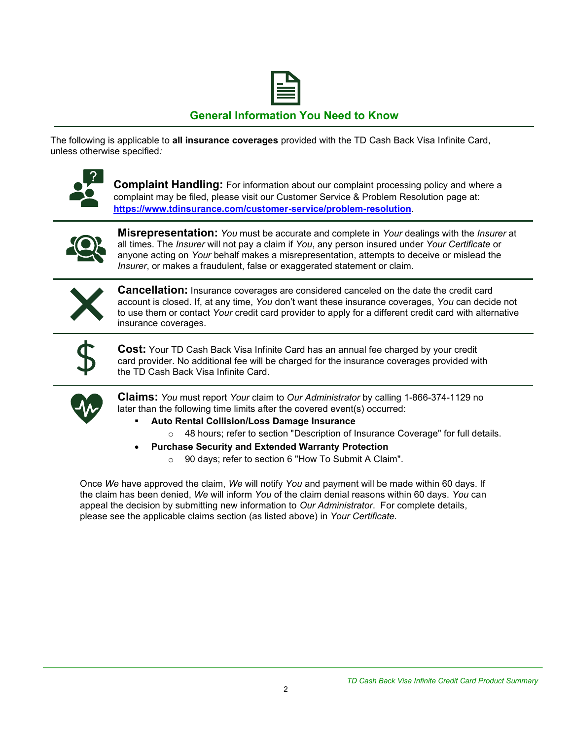## General Information You Need to Know

The following is applicable to **all insurance coverages** provided with the TD Cash Back Visa Infinite Card, unless otherwise specified*:*

**Complaint Handling:** For information about our complaint processing policy and where a complaint may be filed, please visit our Customer Service & Problem Resolution page at: **https://www.tdinsurance.com/customer-service/problem-resolution**.

**Misrepresentation:** *You* must be accurate and complete in *Your* dealings with the *Insurer* at all times. The *Insurer* will not pay a claim if *You*, any person insured under *Your Certificate* or anyone acting on *Your* behalf makes a misrepresentation, attempts to deceive or mislead the *Insurer*, or makes a fraudulent, false or exaggerated statement or claim.

**Cancellation:** Insurance coverages are considered canceled on the date the credit card account is closed. If, at any time, *You* don't want these insurance coverages, *You* can decide not to use them or contact *Your* credit card provider to apply for a different credit card with alternative insurance coverages.

**Cost:** Your TD Cash Back Visa Infinite Card has an annual fee charged by your credit card provider. No additional fee will be charged for the insurance coverages provided with the TD Cash Back Visa Infinite Card.

**Claims:** *You* must report *Your* claim to *Our Administrator* by calling 1-866-374-1129 no later than the following time limits after the covered event(s) occurred:

- **Auto Rental Collision/Loss Damage Insurance**
  - 48 hours; refer to section "Description of Insurance Coverage" for full details.
- **Purchase Security and Extended Warranty Protection**
  - 90 days; refer to section 6 "How To Submit A Claim".

Once *We* have approved the claim, *We* will notify *You* and payment will be made within 60 days. If the claim has been denied, *We* will inform *You* of the claim denial reasons within 60 days. *You* can appeal the decision by submitting new information to *Our Administrator*. For complete details, please see the applicable claims section (as listed above) in *Your Certificate.*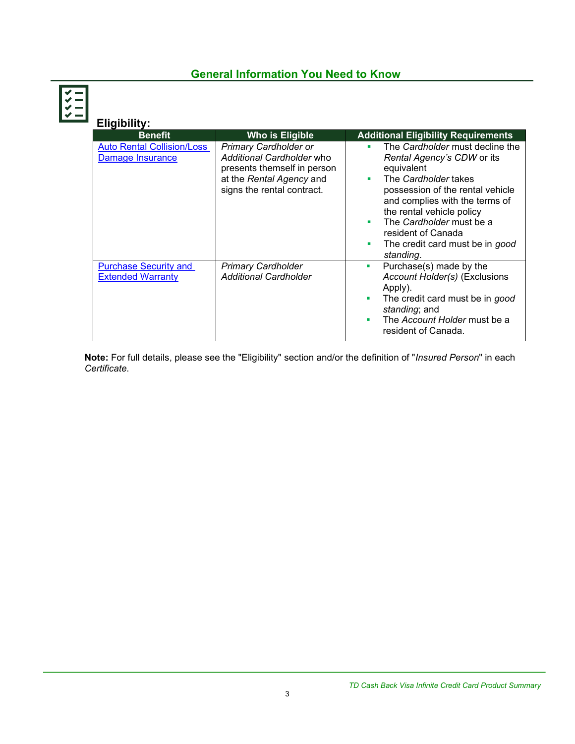## General Information You Need to Know

### Eligibility:

| Benefit | Who is Eligible | Additional Eligibility Requirements |
|---|---|---|
| Auto Rental Collision/Loss Damage Insurance | *Primary Cardholder or Additional Cardholder* who presents themself in person at the *Rental Agency* and signs the rental contract. | ▪ The *Cardholder* must decline the *Rental Agency's CDW* or its equivalent<br>▪ The *Cardholder* takes possession of the rental vehicle and complies with the terms of the rental vehicle policy<br>▪ The *Cardholder* must be a resident of Canada<br>▪ The credit card must be in *good standing*. |
| Purchase Security and Extended Warranty | *Primary Cardholder*<br>*Additional Cardholder* | ▪ Purchase(s) made by the *Account Holder(s)* (Exclusions Apply).<br>▪ The credit card must be in *good standing*; and<br>▪ The *Account Holder* must be a resident of Canada. |

**Note:** For full details, please see the "Eligibility" section and/or the definition of "*Insured Person*" in each *Certificate*.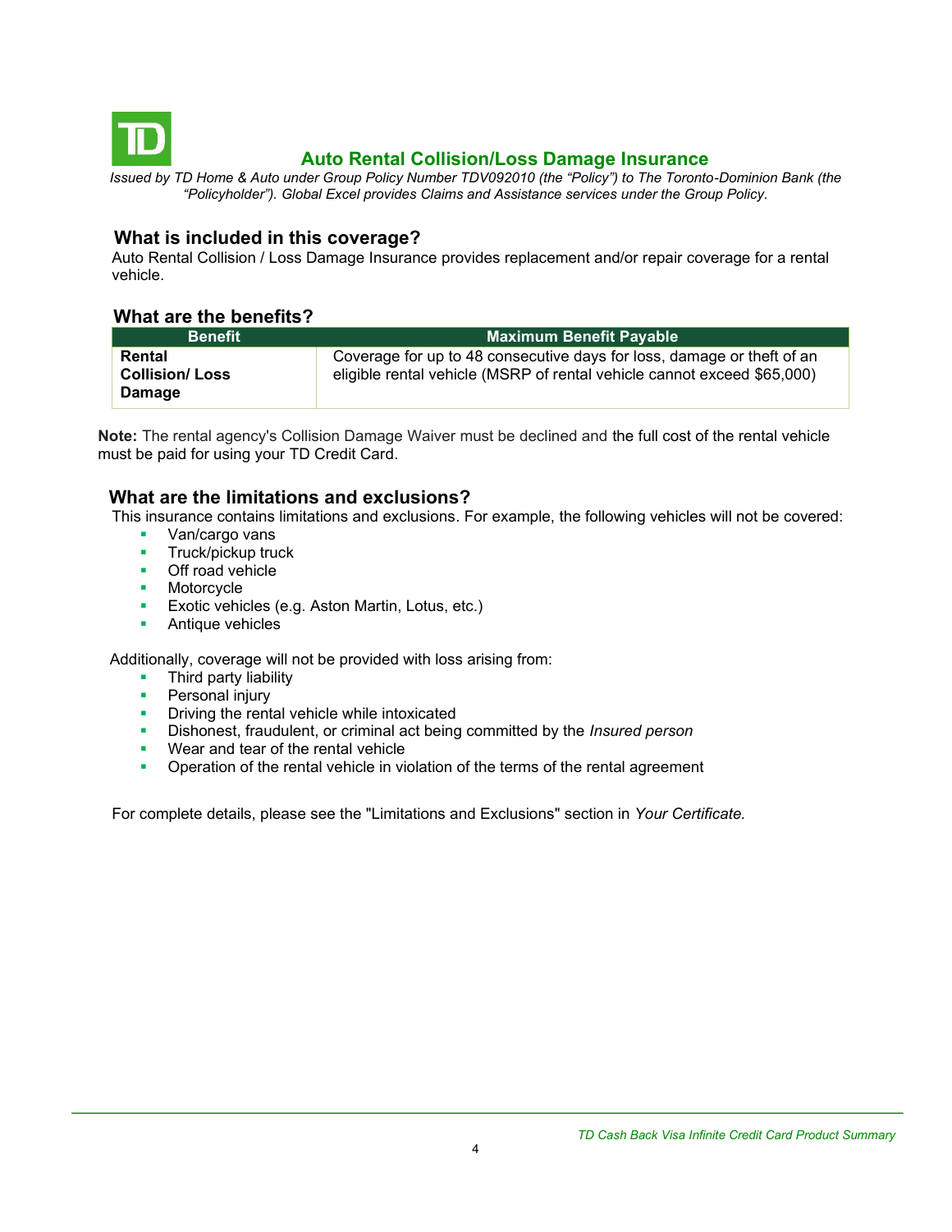## Auto Rental Collision/Loss Damage Insurance

*Issued by TD Home & Auto under Group Policy Number TDV092010 (the "Policy") to The Toronto-Dominion Bank (the "Policyholder"). Global Excel provides Claims and Assistance services under the Group Policy.*

### What is included in this coverage?

Auto Rental Collision / Loss Damage Insurance provides replacement and/or repair coverage for a rental vehicle.

### What are the benefits?

| Benefit | Maximum Benefit Payable |
| --- | --- |
| **Rental Collision/ Loss Damage** | Coverage for up to 48 consecutive days for loss, damage or theft of an eligible rental vehicle (MSRP of rental vehicle cannot exceed $65,000) |

**Note:** The rental agency's Collision Damage Waiver must be declined and the full cost of the rental vehicle must be paid for using your TD Credit Card.

### What are the limitations and exclusions?

This insurance contains limitations and exclusions. For example, the following vehicles will not be covered:

- Van/cargo vans
- Truck/pickup truck
- Off road vehicle
- Motorcycle
- Exotic vehicles (e.g. Aston Martin, Lotus, etc.)
- Antique vehicles

Additionally, coverage will not be provided with loss arising from:

- Third party liability
- Personal injury
- Driving the rental vehicle while intoxicated
- Dishonest, fraudulent, or criminal act being committed by the *Insured person*
- Wear and tear of the rental vehicle
- Operation of the rental vehicle in violation of the terms of the rental agreement

For complete details, please see the "Limitations and Exclusions" section in *Your Certificate.*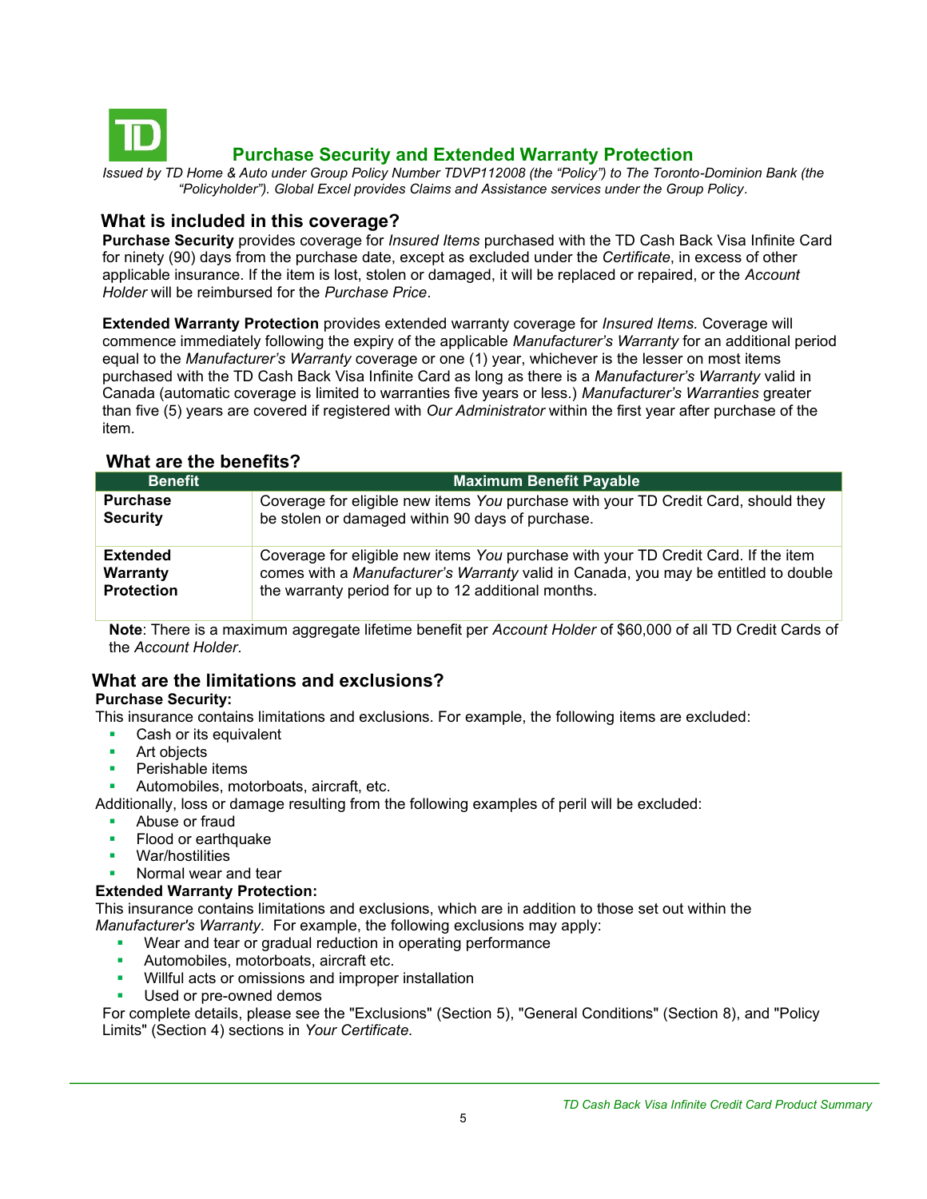# Purchase Security and Extended Warranty Protection

*Issued by TD Home & Auto under Group Policy Number TDVP112008 (the "Policy") to The Toronto-Dominion Bank (the "Policyholder"). Global Excel provides Claims and Assistance services under the Group Policy.*

## What is included in this coverage?

**Purchase Security** provides coverage for *Insured Items* purchased with the TD Cash Back Visa Infinite Card for ninety (90) days from the purchase date, except as excluded under the *Certificate*, in excess of other applicable insurance. If the item is lost, stolen or damaged, it will be replaced or repaired, or the *Account Holder* will be reimbursed for the *Purchase Price*.

**Extended Warranty Protection** provides extended warranty coverage for *Insured Items.* Coverage will commence immediately following the expiry of the applicable *Manufacturer's Warranty* for an additional period equal to the *Manufacturer's Warranty* coverage or one (1) year, whichever is the lesser on most items purchased with the TD Cash Back Visa Infinite Card as long as there is a *Manufacturer's Warranty* valid in Canada (automatic coverage is limited to warranties five years or less.) *Manufacturer's Warranties* greater than five (5) years are covered if registered with *Our Administrator* within the first year after purchase of the item.

## What are the benefits?

| Benefit | Maximum Benefit Payable |
|---|---|
| **Purchase Security** | Coverage for eligible new items *You* purchase with your TD Credit Card, should they be stolen or damaged within 90 days of purchase. |
| **Extended Warranty Protection** | Coverage for eligible new items *You* purchase with your TD Credit Card. If the item comes with a *Manufacturer's Warranty* valid in Canada, you may be entitled to double the warranty period for up to 12 additional months. |

**Note**: There is a maximum aggregate lifetime benefit per *Account Holder* of $60,000 of all TD Credit Cards of the *Account Holder*.

## What are the limitations and exclusions?

**Purchase Security:**

This insurance contains limitations and exclusions. For example, the following items are excluded:

- Cash or its equivalent
- Art objects
- Perishable items
- Automobiles, motorboats, aircraft, etc.

Additionally, loss or damage resulting from the following examples of peril will be excluded:

- Abuse or fraud
- Flood or earthquake
- War/hostilities
- Normal wear and tear

**Extended Warranty Protection:**

This insurance contains limitations and exclusions, which are in addition to those set out within the *Manufacturer's Warranty*. For example, the following exclusions may apply:

- Wear and tear or gradual reduction in operating performance
- Automobiles, motorboats, aircraft etc.
- Willful acts or omissions and improper installation
- Used or pre-owned demos

For complete details, please see the "Exclusions" (Section 5), "General Conditions" (Section 8), and "Policy Limits" (Section 4) sections in *Your Certificate.*